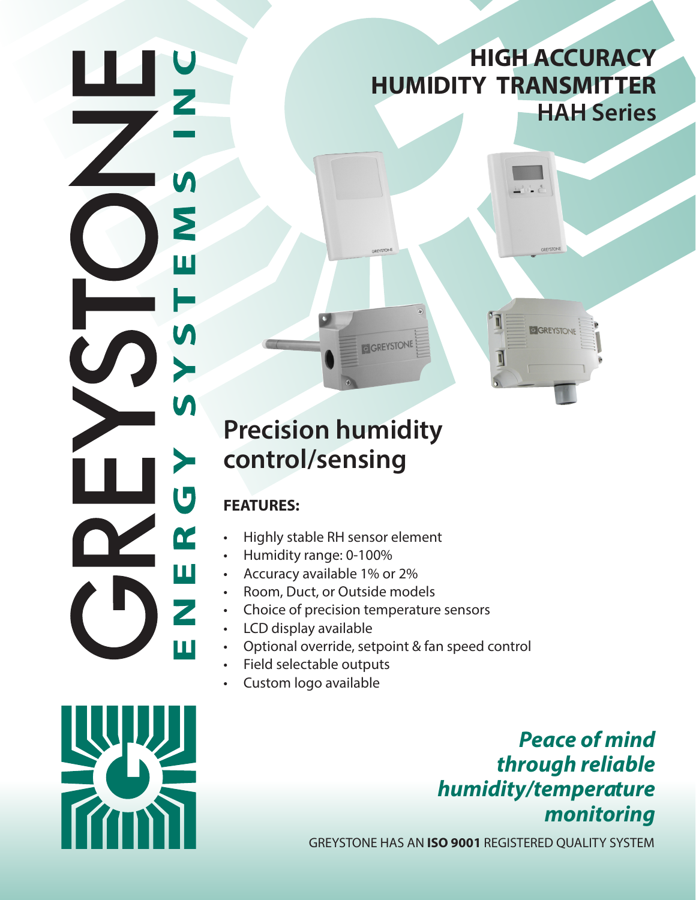GREYSTONE ENERGY SYSTEMS INC

# HIGH ACCURACY HUMIDITY TRANSMITTER
## HAH Series

## Precision humidity control/sensing

**FEATURES:**

- Highly stable RH sensor element
- Humidity range: 0-100%
- Accuracy available 1% or 2%
- Room, Duct, or Outside models
- Choice of precision temperature sensors
- LCD display available
- Optional override, setpoint & fan speed control
- Field selectable outputs
- Custom logo available

***Peace of mind through reliable humidity/temperature monitoring***

GREYSTONE HAS AN **ISO 9001** REGISTERED QUALITY SYSTEM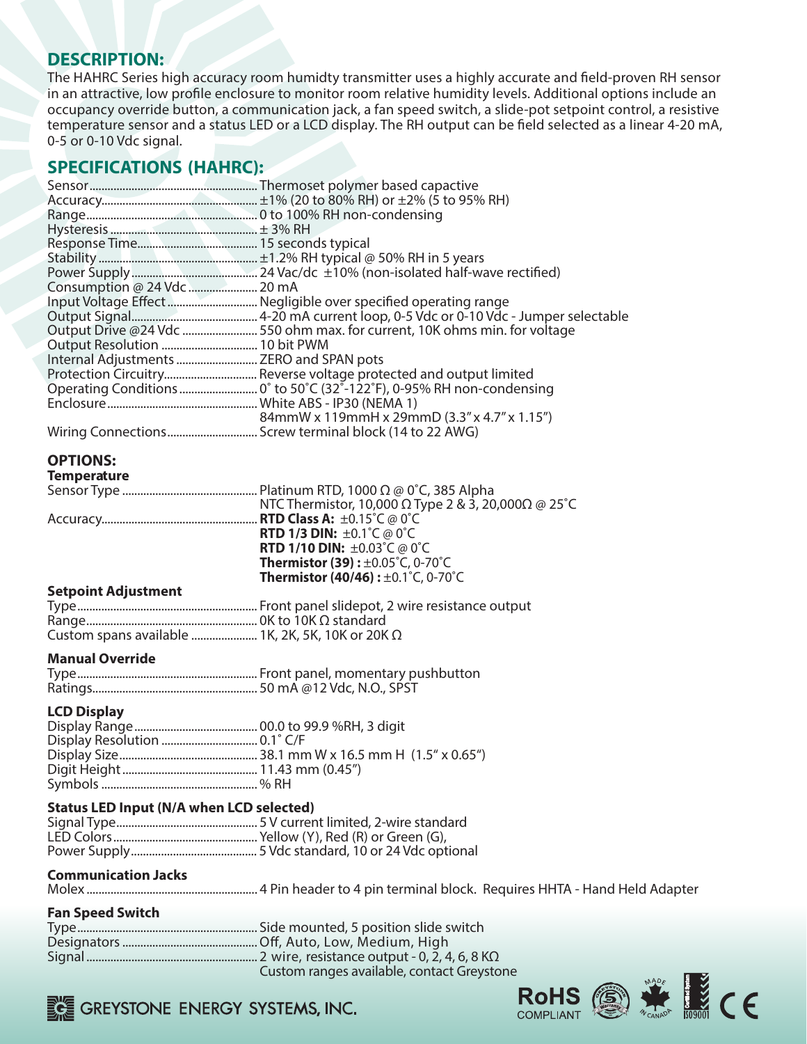## DESCRIPTION:

The HAHRC Series high accuracy room humidty transmitter uses a highly accurate and field-proven RH sensor in an attractive, low profile enclosure to monitor room relative humidity levels. Additional options include an occupancy override button, a communication jack, a fan speed switch, a slide-pot setpoint control, a resistive temperature sensor and a status LED or a LCD display. The RH output can be field selected as a linear 4-20 mA, 0-5 or 0-10 Vdc signal.

## SPECIFICATIONS (HAHRC):

| | |
|---|---|
| Sensor | Thermoset polymer based capacitive |
| Accuracy | ±1% (20 to 80% RH) or ±2% (5 to 95% RH) |
| Range | 0 to 100% RH non-condensing |
| Hysteresis | ± 3% RH |
| Response Time | 15 seconds typical |
| Stability | ±1.2% RH typical @ 50% RH in 5 years |
| Power Supply | 24 Vac/dc ±10% (non-isolated half-wave rectified) |
| Consumption @ 24 Vdc | 20 mA |
| Input Voltage Effect | Negligible over specified operating range |
| Output Signal | 4-20 mA current loop, 0-5 Vdc or 0-10 Vdc - Jumper selectable |
| Output Drive @24 Vdc | 550 ohm max. for current, 10K ohms min. for voltage |
| Output Resolution | 10 bit PWM |
| Internal Adjustments | ZERO and SPAN pots |
| Protection Circuitry | Reverse voltage protected and output limited |
| Operating Conditions | 0˚ to 50˚C (32˚-122˚F), 0-95% RH non-condensing |
| Enclosure | White ABS - IP30 (NEMA 1)<br>84mmW x 119mmH x 29mmD (3.3" x 4.7" x 1.15") |
| Wiring Connections | Screw terminal block (14 to 22 AWG) |

## OPTIONS:

### Temperature

| | |
|---|---|
| Sensor Type | Platinum RTD, 1000 Ω @ 0˚C, 385 Alpha<br>NTC Thermistor, 10,000 Ω Type 2 & 3, 20,000Ω @ 25˚C |
| Accuracy | **RTD Class A:** ±0.15˚C @ 0˚C<br>**RTD 1/3 DIN:** ±0.1˚C @ 0˚C<br>**RTD 1/10 DIN:** ±0.03˚C @ 0˚C<br>**Thermistor (39) :** ±0.05˚C, 0-70˚C<br>**Thermistor (40/46) :** ±0.1˚C, 0-70˚C |

### Setpoint Adjustment

| | |
|---|---|
| Type | Front panel slidepot, 2 wire resistance output |
| Range | 0K to 10K Ω standard |
| Custom spans available | 1K, 2K, 5K, 10K or 20K Ω |

### Manual Override

| | |
|---|---|
| Type | Front panel, momentary pushbutton |
| Ratings | 50 mA @12 Vdc, N.O., SPST |

### LCD Display

| | |
|---|---|
| Display Range | 00.0 to 99.9 %RH, 3 digit |
| Display Resolution | 0.1˚ C/F |
| Display Size | 38.1 mm W x 16.5 mm H (1.5" x 0.65") |
| Digit Height | 11.43 mm (0.45") |
| Symbols | % RH |

### Status LED Input (N/A when LCD selected)

| | |
|---|---|
| Signal Type | 5 V current limited, 2-wire standard |
| LED Colors | Yellow (Y), Red (R) or Green (G), |
| Power Supply | 5 Vdc standard, 10 or 24 Vdc optional |

### Communication Jacks

| | |
|---|---|
| Molex | 4 Pin header to 4 pin terminal block. Requires HHTA - Hand Held Adapter |

### Fan Speed Switch

| | |
|---|---|
| Type | Side mounted, 5 position slide switch |
| Designators | Off, Auto, Low, Medium, High |
| Signal | 2 wire, resistance output - 0, 2, 4, 6, 8 KΩ<br>Custom ranges available, contact Greystone |

GREYSTONE ENERGY SYSTEMS, INC.

RoHS COMPLIANT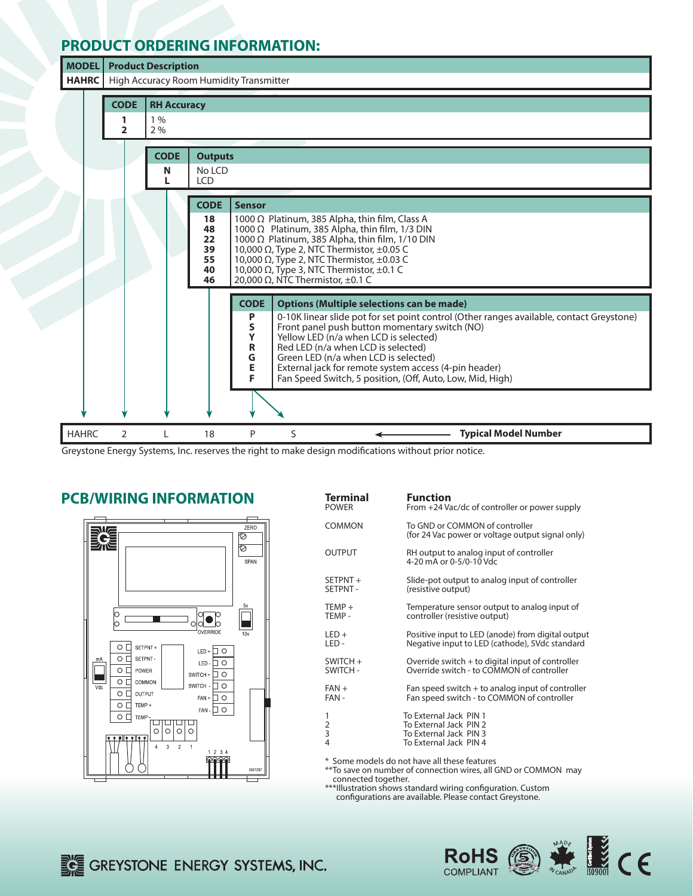## PRODUCT ORDERING INFORMATION:

| MODEL | Product Description |
|---|---|
| HAHRC | High Accuracy Room Humidity Transmitter |

| CODE | RH Accuracy |
|---|---|
| 1 | 1 % |
| 2 | 2 % |

| CODE | Outputs |
|---|---|
| N | No LCD |
| L | LCD |

| CODE | Sensor |
|---|---|
| 18 | 1000 Ω Platinum, 385 Alpha, thin film, Class A |
| 48 | 1000 Ω Platinum, 385 Alpha, thin film, 1/3 DIN |
| 22 | 1000 Ω Platinum, 385 Alpha, thin film, 1/10 DIN |
| 39 | 10,000 Ω, Type 2, NTC Thermistor, ±0.05 C |
| 55 | 10,000 Ω, Type 2, NTC Thermistor, ±0.03 C |
| 40 | 10,000 Ω, Type 3, NTC Thermistor, ±0.1 C |
| 46 | 20,000 Ω, NTC Thermistor, ±0.1 C |

| CODE | Options (Multiple selections can be made) |
|---|---|
| P | 0-10K linear slide pot for set point control (Other ranges available, contact Greystone) |
| S | Front panel push button momentary switch (NO) |
| Y | Yellow LED (n/a when LCD is selected) |
| R | Red LED (n/a when LCD is selected) |
| G | Green LED (n/a when LCD is selected) |
| E | External jack for remote system access (4-pin header) |
| F | Fan Speed Switch, 5 position, (Off, Auto, Low, Mid, High) |

| HAHRC | 2 | L | 18 | P | S | ← **Typical Model Number** |
|---|---|---|---|---|---|---|

Greystone Energy Systems, Inc. reserves the right to make design modifications without prior notice.

## PCB/WIRING INFORMATION

| Terminal | Function |
|---|---|
| POWER | From +24 Vac/dc of controller or power supply |
| COMMON | To GND or COMMON of controller (for 24 Vac power or voltage output signal only) |
| OUTPUT | RH output to analog input of controller 4-20 mA or 0-5/0-10 Vdc |
| SETPNT + SETPNT - | Slide-pot output to analog input of controller (resistive output) |
| TEMP + TEMP - | Temperature sensor output to analog input of controller (resistive output) |
| LED + LED - | Positive input to LED (anode) from digital output Negative input to LED (cathode), 5Vdc standard |
| SWITCH + SWITCH - | Override switch + to digital input of controller Override switch - to COMMON of controller |
| FAN + FAN - | Fan speed switch + to analog input of controller Fan speed switch - to COMMON of controller |
| 1 | To External Jack PIN 1 |
| 2 | To External Jack PIN 2 |
| 3 | To External Jack PIN 3 |
| 4 | To External Jack PIN 4 |

\* Some models do not have all these features
\*\*To save on number of connection wires, all GND or COMMON may connected together.
\*\*\*Illustration shows standard wiring configuration. Custom configurations are available. Please contact Greystone.

GREYSTONE ENERGY SYSTEMS, INC.

RoHS COMPLIANT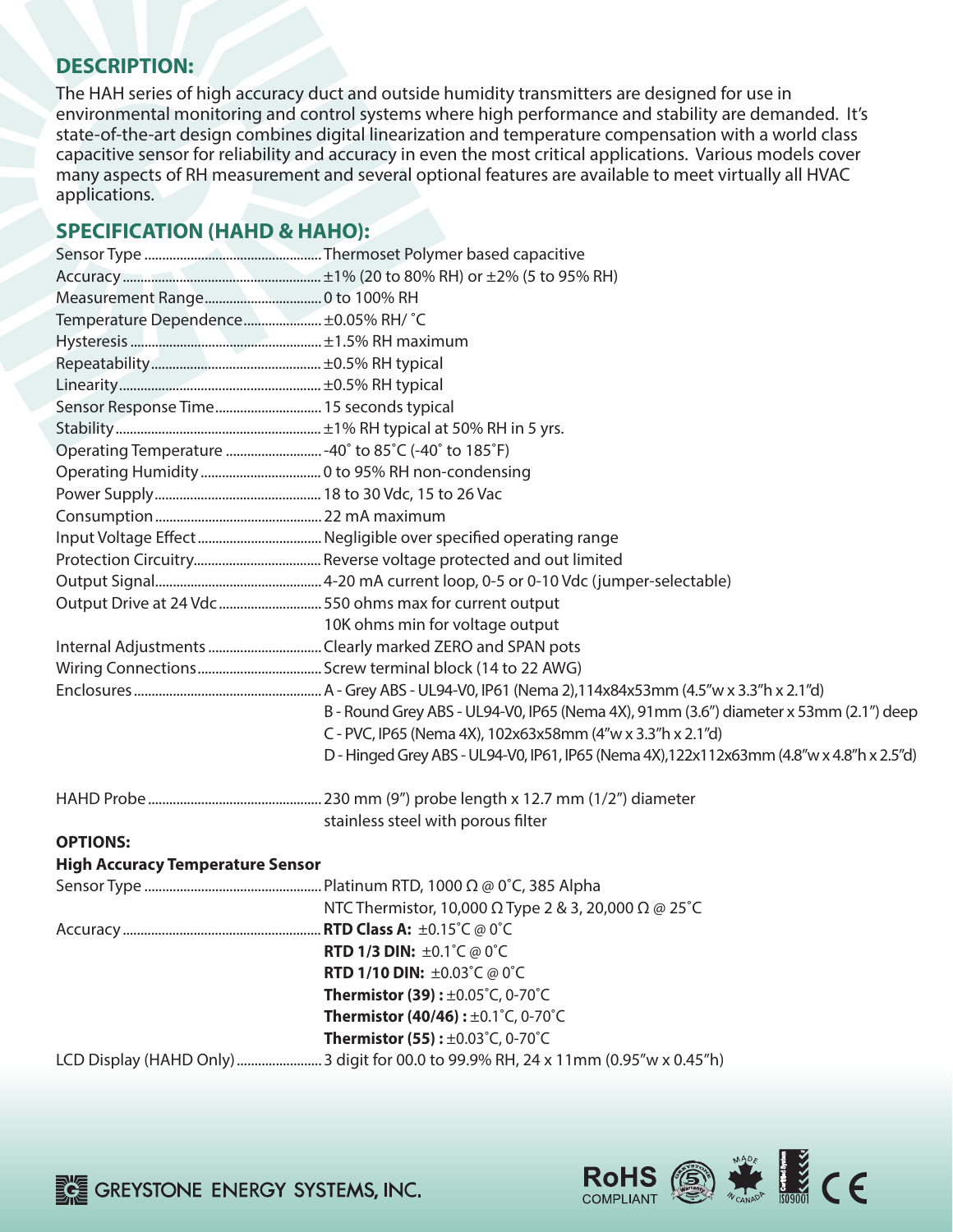## DESCRIPTION:

The HAH series of high accuracy duct and outside humidity transmitters are designed for use in environmental monitoring and control systems where high performance and stability are demanded. It's state-of-the-art design combines digital linearization and temperature compensation with a world class capacitive sensor for reliability and accuracy in even the most critical applications. Various models cover many aspects of RH measurement and several optional features are available to meet virtually all HVAC applications.

## SPECIFICATION (HAHD & HAHO):

| | |
|---|---|
| Sensor Type | Thermoset Polymer based capacitive |
| Accuracy | ±1% (20 to 80% RH) or ±2% (5 to 95% RH) |
| Measurement Range | 0 to 100% RH |
| Temperature Dependence | ±0.05% RH/ °C |
| Hysteresis | ±1.5% RH maximum |
| Repeatability | ±0.5% RH typical |
| Linearity | ±0.5% RH typical |
| Sensor Response Time | 15 seconds typical |
| Stability | ±1% RH typical at 50% RH in 5 yrs. |
| Operating Temperature | -40° to 85°C (-40° to 185°F) |
| Operating Humidity | 0 to 95% RH non-condensing |
| Power Supply | 18 to 30 Vdc, 15 to 26 Vac |
| Consumption | 22 mA maximum |
| Input Voltage Effect | Negligible over specified operating range |
| Protection Circuitry | Reverse voltage protected and out limited |
| Output Signal | 4-20 mA current loop, 0-5 or 0-10 Vdc (jumper-selectable) |
| Output Drive at 24 Vdc | 550 ohms max for current output |
| | 10K ohms min for voltage output |
| Internal Adjustments | Clearly marked ZERO and SPAN pots |
| Wiring Connections | Screw terminal block (14 to 22 AWG) |
| Enclosures | A - Grey ABS - UL94-V0, IP61 (Nema 2),114x84x53mm (4.5"w x 3.3"h x 2.1"d) |
| | B - Round Grey ABS - UL94-V0, IP65 (Nema 4X), 91mm (3.6") diameter x 53mm (2.1") deep |
| | C - PVC, IP65 (Nema 4X), 102x63x58mm (4"w x 3.3"h x 2.1"d) |
| | D - Hinged Grey ABS - UL94-V0, IP61, IP65 (Nema 4X),122x112x63mm (4.8"w x 4.8"h x 2.5"d) |
| HAHD Probe | 230 mm (9") probe length x 12.7 mm (1/2") diameter stainless steel with porous filter |

**OPTIONS:**

**High Accuracy Temperature Sensor**

| | |
|---|---|
| Sensor Type | Platinum RTD, 1000 Ω @ 0°C, 385 Alpha |
| | NTC Thermistor, 10,000 Ω Type 2 & 3, 20,000 Ω @ 25°C |
| Accuracy | **RTD Class A:** ±0.15°C @ 0°C |
| | **RTD 1/3 DIN:** ±0.1°C @ 0°C |
| | **RTD 1/10 DIN:** ±0.03°C @ 0°C |
| | **Thermistor (39) :** ±0.05°C, 0-70°C |
| | **Thermistor (40/46) :** ±0.1°C, 0-70°C |
| | **Thermistor (55) :** ±0.03°C, 0-70°C |
| LCD Display (HAHD Only) | 3 digit for 00.0 to 99.9% RH, 24 x 11mm (0.95"w x 0.45"h) |

GREYSTONE ENERGY SYSTEMS, INC.

RoHS COMPLIANT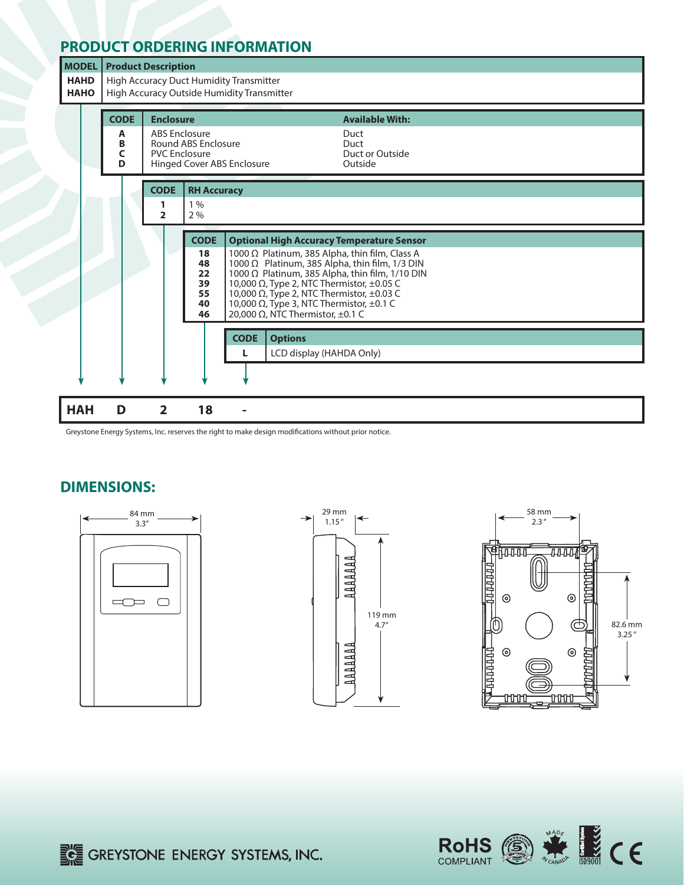## PRODUCT ORDERING INFORMATION

| MODEL | Product Description |
|---|---|
| HAHD | High Accuracy Duct Humidity Transmitter |
| HAHO | High Accuracy Outside Humidity Transmitter |

| CODE | Enclosure | Available With: |
|---|---|---|
| A | ABS Enclosure | Duct |
| B | Round ABS Enclosure | Duct |
| C | PVC Enclosure | Duct or Outside |
| D | Hinged Cover ABS Enclosure | Outside |

| CODE | RH Accuracy |
|---|---|
| 1 | 1 % |
| 2 | 2 % |

| CODE | Optional High Accuracy Temperature Sensor |
|---|---|
| 18 | 1000 Ω Platinum, 385 Alpha, thin film, Class A |
| 48 | 1000 Ω Platinum, 385 Alpha, thin film, 1/3 DIN |
| 22 | 1000 Ω Platinum, 385 Alpha, thin film, 1/10 DIN |
| 39 | 10,000 Ω, Type 2, NTC Thermistor, ±0.05 C |
| 55 | 10,000 Ω, Type 2, NTC Thermistor, ±0.03 C |
| 40 | 10,000 Ω, Type 3, NTC Thermistor, ±0.1 C |
| 46 | 20,000 Ω, NTC Thermistor, ±0.1 C |

| CODE | Options |
|---|---|
| L | LCD display (HAHDA Only) |

Example: **HAH D 2 18 -**

Greystone Energy Systems, Inc. reserves the right to make design modifications without prior notice.

## DIMENSIONS:

84 mm / 3.3″ — 29 mm / 1.15″ — 119 mm / 4.7″ — 58 mm / 2.3″ — 82.6 mm / 3.25″

GREYSTONE ENERGY SYSTEMS, INC.

RoHS COMPLIANT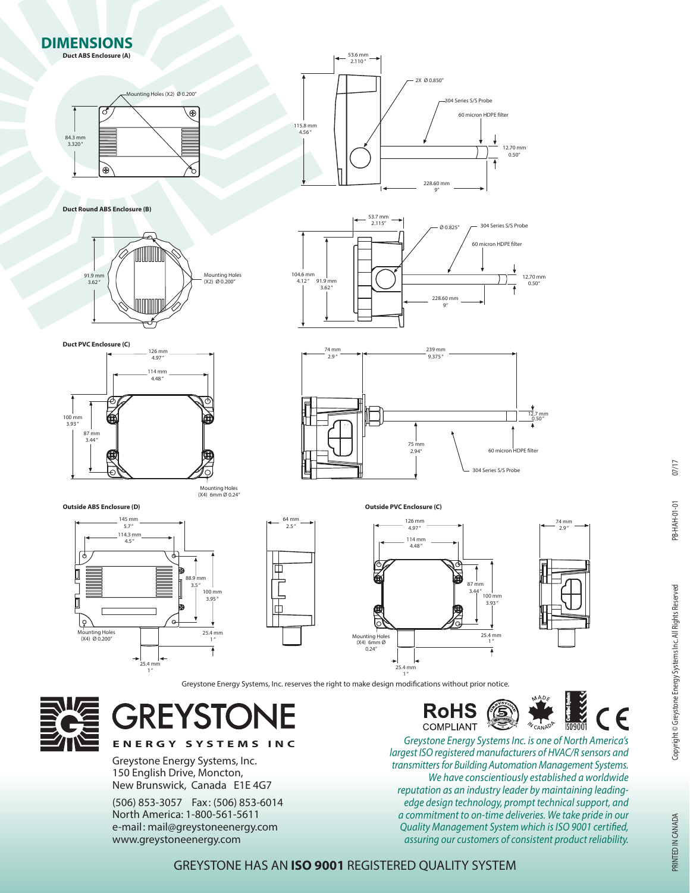## DIMENSIONS

**Duct ABS Enclosure (A)**

Mounting Holes (X2) Ø 0.200"

84.3 mm
3.320"

53.6 mm
2.110"

2X Ø 0.850"

304 Series S/S Probe

60 micron HDPE filter

115.8 mm
4.56"

12.70 mm
0.50"

228.60 mm
9"

**Duct Round ABS Enclosure (B)**

91.9 mm
3.62"

Mounting Holes
(X2) Ø 0.200"

53.7 mm
2.115"

Ø 0.825"

304 Series S/S Probe

60 micron HDPE filter

104.6 mm
4.12"

91.9 mm
3.62"

12.70 mm
0.50"

228.60 mm
9"

**Duct PVC Enclosure (C)**

126 mm
4.97"

114 mm
4.48"

100 mm
3.93"

87 mm
3.44"

Mounting Holes
(X4) 6mm Ø 0.24"

74 mm
2.9"

239 mm
9.375"

12.7 mm
0.50"

75 mm
2.94"

60 micron HDPE filter

304 Series S/S Probe

**Outside ABS Enclosure (D)**

145 mm
5.7"

114.3 mm
4.5"

88.9 mm
3.5"

100 mm
3.95"

Mounting Holes
(X4) Ø 0.200"

25.4 mm
1"

25.4 mm
1"

64 mm
2.5"

**Outside PVC Enclosure (C)**

126 mm
4.97"

114 mm
4.48"

87 mm
3.44"

100 mm
3.93"

Mounting Holes
(X4) 6mm Ø
0.24"

25.4 mm
1"

25.4 mm
1"

74 mm
2.9"

Greystone Energy Systems, Inc. reserves the right to make design modifications without prior notice.

**GREYSTONE**
ENERGY SYSTEMS INC

Greystone Energy Systems, Inc.
150 English Drive, Moncton,
New Brunswick, Canada E1E 4G7

(506) 853-3057 Fax: (506) 853-6014
North America: 1-800-561-5611
e-mail: mail@greystoneenergy.com
www.greystoneenergy.com

RoHS COMPLIANT

*Greystone Energy Systems Inc. is one of North America's largest ISO registered manufacturers of HVAC/R sensors and transmitters for Building Automation Management Systems. We have conscientiously established a worldwide reputation as an industry leader by maintaining leading-edge design technology, prompt technical support, and a commitment to on-time deliveries. We take pride in our Quality Management System which is ISO 9001 certified, assuring our customers of consistent product reliability.*

GREYSTONE HAS AN **ISO 9001** REGISTERED QUALITY SYSTEM

PRINTED IN CANADA Copyright © Greystone Energy Systems Inc. All Rights Reserved PB-HAH-01-01 07/17